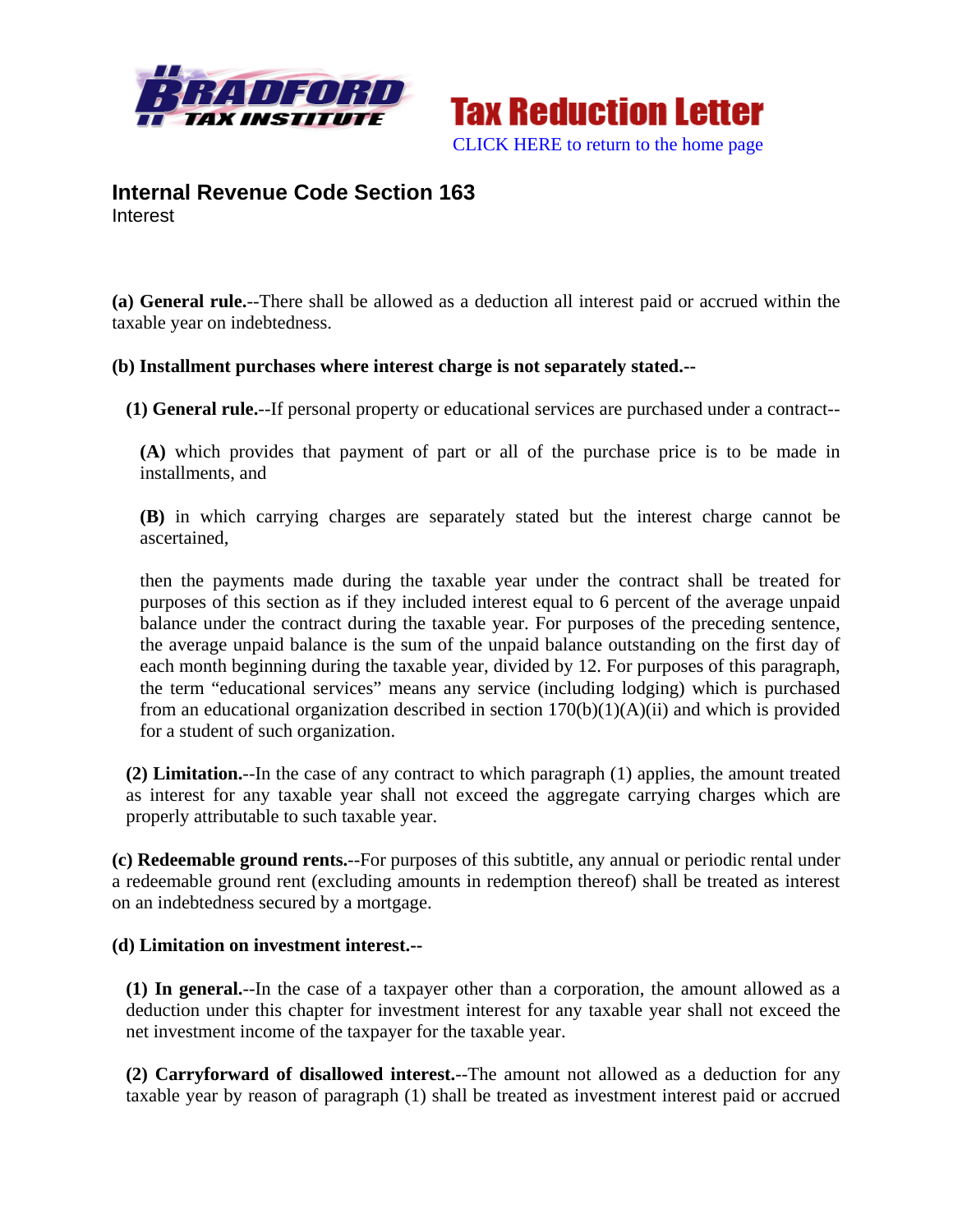**Tax Reduction Letter**

CLICK HERE to return to the home page

## Internal Revenue Code Section 163

Interest

**(a) General rule.**--There shall be allowed as a deduction all interest paid or accrued within the taxable year on indebtedness.

**(b) Installment purchases where interest charge is not separately stated.--**

**(1) General rule.**--If personal property or educational services are purchased under a contract--

**(A)** which provides that payment of part or all of the purchase price is to be made in installments, and

**(B)** in which carrying charges are separately stated but the interest charge cannot be ascertained,

then the payments made during the taxable year under the contract shall be treated for purposes of this section as if they included interest equal to 6 percent of the average unpaid balance under the contract during the taxable year. For purposes of the preceding sentence, the average unpaid balance is the sum of the unpaid balance outstanding on the first day of each month beginning during the taxable year, divided by 12. For purposes of this paragraph, the term "educational services" means any service (including lodging) which is purchased from an educational organization described in section 170(b)(1)(A)(ii) and which is provided for a student of such organization.

**(2) Limitation.**--In the case of any contract to which paragraph (1) applies, the amount treated as interest for any taxable year shall not exceed the aggregate carrying charges which are properly attributable to such taxable year.

**(c) Redeemable ground rents.**--For purposes of this subtitle, any annual or periodic rental under a redeemable ground rent (excluding amounts in redemption thereof) shall be treated as interest on an indebtedness secured by a mortgage.

**(d) Limitation on investment interest.--**

**(1) In general.**--In the case of a taxpayer other than a corporation, the amount allowed as a deduction under this chapter for investment interest for any taxable year shall not exceed the net investment income of the taxpayer for the taxable year.

**(2) Carryforward of disallowed interest.**--The amount not allowed as a deduction for any taxable year by reason of paragraph (1) shall be treated as investment interest paid or accrued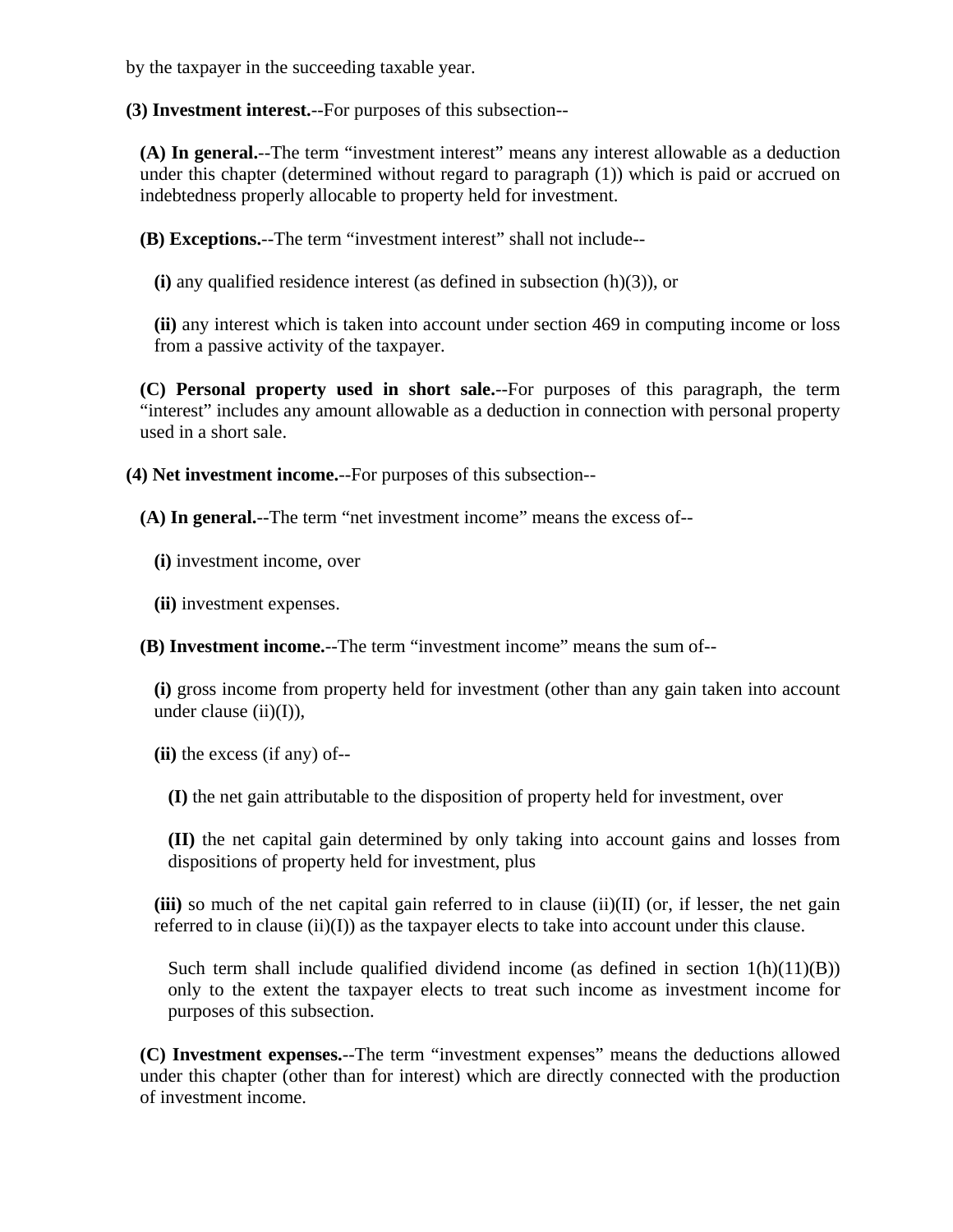by the taxpayer in the succeeding taxable year.

**(3) Investment interest.**--For purposes of this subsection--

**(A) In general.**--The term “investment interest” means any interest allowable as a deduction under this chapter (determined without regard to paragraph (1)) which is paid or accrued on indebtedness properly allocable to property held for investment.

**(B) Exceptions.**--The term “investment interest” shall not include--

**(i)** any qualified residence interest (as defined in subsection (h)(3)), or

**(ii)** any interest which is taken into account under section 469 in computing income or loss from a passive activity of the taxpayer.

**(C) Personal property used in short sale.**--For purposes of this paragraph, the term “interest” includes any amount allowable as a deduction in connection with personal property used in a short sale.

**(4) Net investment income.**--For purposes of this subsection--

**(A) In general.**--The term “net investment income” means the excess of--

**(i)** investment income, over

**(ii)** investment expenses.

**(B) Investment income.**--The term “investment income” means the sum of--

**(i)** gross income from property held for investment (other than any gain taken into account under clause (ii)(I)),

**(ii)** the excess (if any) of--

**(I)** the net gain attributable to the disposition of property held for investment, over

**(II)** the net capital gain determined by only taking into account gains and losses from dispositions of property held for investment, plus

**(iii)** so much of the net capital gain referred to in clause (ii)(II) (or, if lesser, the net gain referred to in clause (ii)(I)) as the taxpayer elects to take into account under this clause.

Such term shall include qualified dividend income (as defined in section 1(h)(11)(B)) only to the extent the taxpayer elects to treat such income as investment income for purposes of this subsection.

**(C) Investment expenses.**--The term “investment expenses” means the deductions allowed under this chapter (other than for interest) which are directly connected with the production of investment income.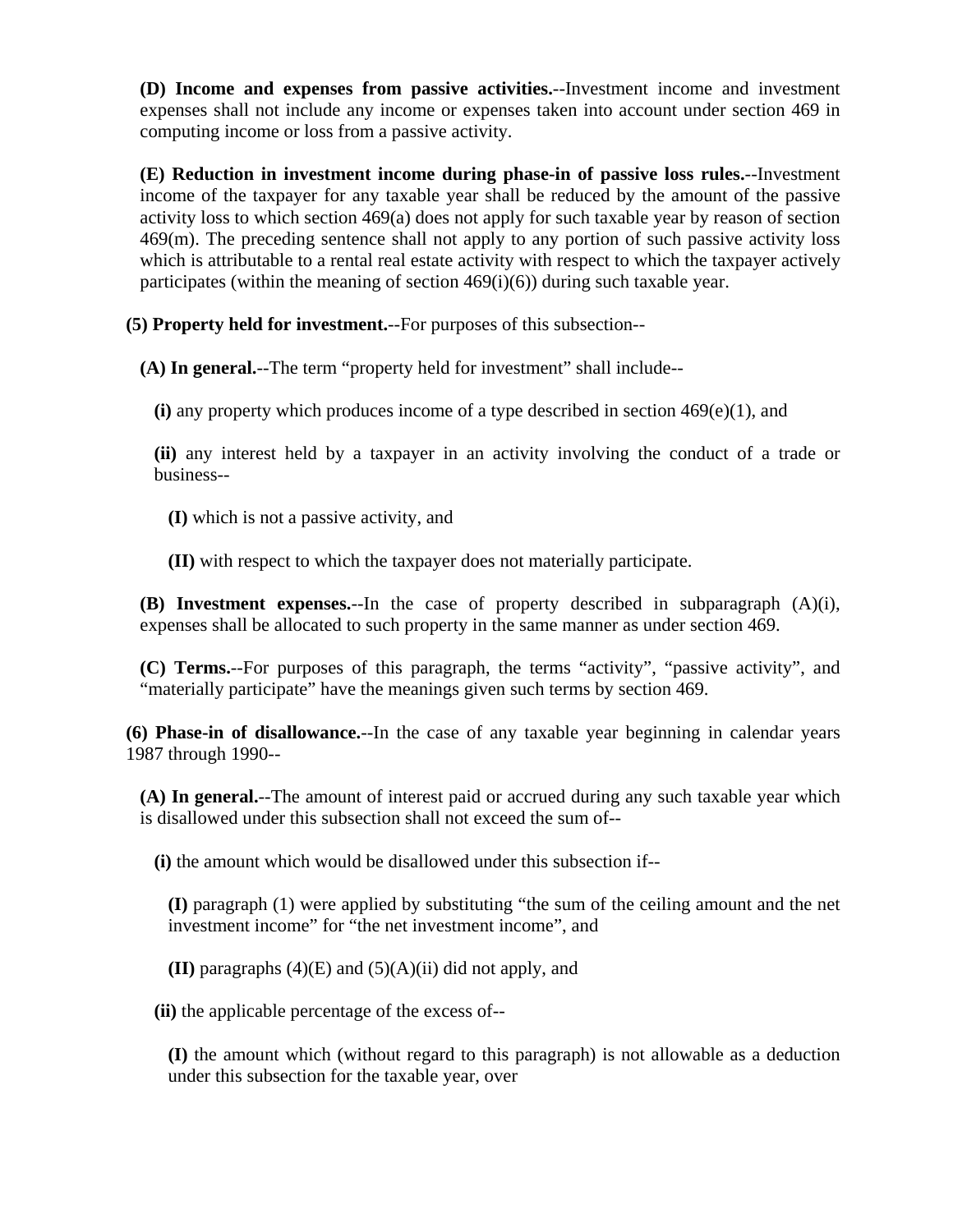**(D) Income and expenses from passive activities.**--Investment income and investment expenses shall not include any income or expenses taken into account under section 469 in computing income or loss from a passive activity.

**(E) Reduction in investment income during phase-in of passive loss rules.**--Investment income of the taxpayer for any taxable year shall be reduced by the amount of the passive activity loss to which section 469(a) does not apply for such taxable year by reason of section 469(m). The preceding sentence shall not apply to any portion of such passive activity loss which is attributable to a rental real estate activity with respect to which the taxpayer actively participates (within the meaning of section 469(i)(6)) during such taxable year.

**(5) Property held for investment.**--For purposes of this subsection--

**(A) In general.**--The term "property held for investment" shall include--

**(i)** any property which produces income of a type described in section 469(e)(1), and

**(ii)** any interest held by a taxpayer in an activity involving the conduct of a trade or business--

**(I)** which is not a passive activity, and

**(II)** with respect to which the taxpayer does not materially participate.

**(B) Investment expenses.**--In the case of property described in subparagraph (A)(i), expenses shall be allocated to such property in the same manner as under section 469.

**(C) Terms.**--For purposes of this paragraph, the terms "activity", "passive activity", and "materially participate" have the meanings given such terms by section 469.

**(6) Phase-in of disallowance.**--In the case of any taxable year beginning in calendar years 1987 through 1990--

**(A) In general.**--The amount of interest paid or accrued during any such taxable year which is disallowed under this subsection shall not exceed the sum of--

**(i)** the amount which would be disallowed under this subsection if--

**(I)** paragraph (1) were applied by substituting "the sum of the ceiling amount and the net investment income" for "the net investment income", and

**(II)** paragraphs (4)(E) and (5)(A)(ii) did not apply, and

**(ii)** the applicable percentage of the excess of--

**(I)** the amount which (without regard to this paragraph) is not allowable as a deduction under this subsection for the taxable year, over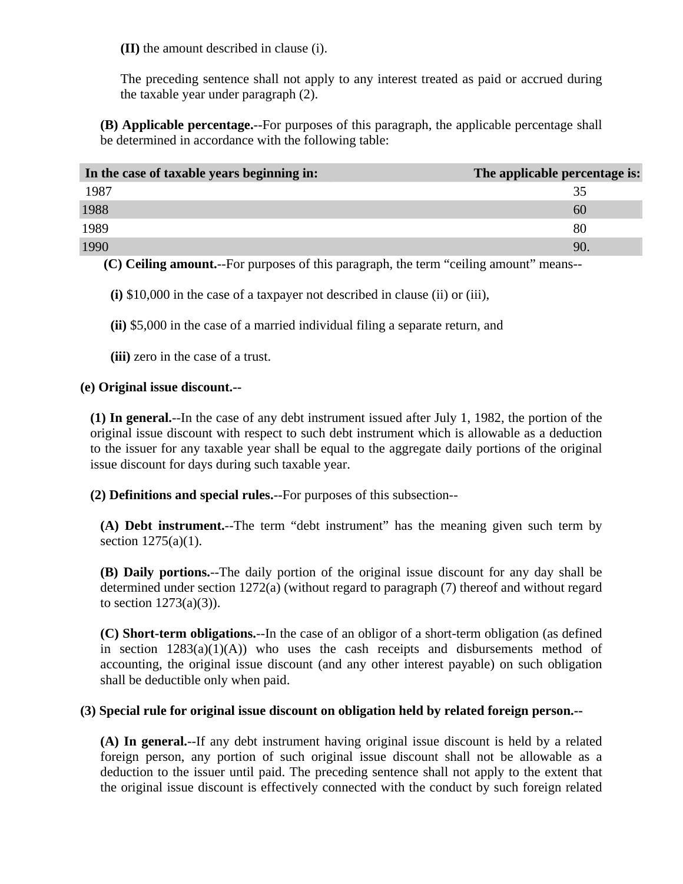**(II)** the amount described in clause (i).

The preceding sentence shall not apply to any interest treated as paid or accrued during the taxable year under paragraph (2).

**(B) Applicable percentage.**--For purposes of this paragraph, the applicable percentage shall be determined in accordance with the following table:

| In the case of taxable years beginning in: | The applicable percentage is: |
| --- | --- |
| 1987 | 35 |
| 1988 | 60 |
| 1989 | 80 |
| 1990 | 90. |

**(C) Ceiling amount.**--For purposes of this paragraph, the term "ceiling amount" means--

**(i)** $10,000 in the case of a taxpayer not described in clause (ii) or (iii),

**(ii)** $5,000 in the case of a married individual filing a separate return, and

**(iii)** zero in the case of a trust.

**(e) Original issue discount.--**

**(1) In general.**--In the case of any debt instrument issued after July 1, 1982, the portion of the original issue discount with respect to such debt instrument which is allowable as a deduction to the issuer for any taxable year shall be equal to the aggregate daily portions of the original issue discount for days during such taxable year.

**(2) Definitions and special rules.**--For purposes of this subsection--

**(A) Debt instrument.**--The term "debt instrument" has the meaning given such term by section 1275(a)(1).

**(B) Daily portions.**--The daily portion of the original issue discount for any day shall be determined under section 1272(a) (without regard to paragraph (7) thereof and without regard to section 1273(a)(3)).

**(C) Short-term obligations.**--In the case of an obligor of a short-term obligation (as defined in section 1283(a)(1)(A)) who uses the cash receipts and disbursements method of accounting, the original issue discount (and any other interest payable) on such obligation shall be deductible only when paid.

**(3) Special rule for original issue discount on obligation held by related foreign person.--**

**(A) In general.**--If any debt instrument having original issue discount is held by a related foreign person, any portion of such original issue discount shall not be allowable as a deduction to the issuer until paid. The preceding sentence shall not apply to the extent that the original issue discount is effectively connected with the conduct by such foreign related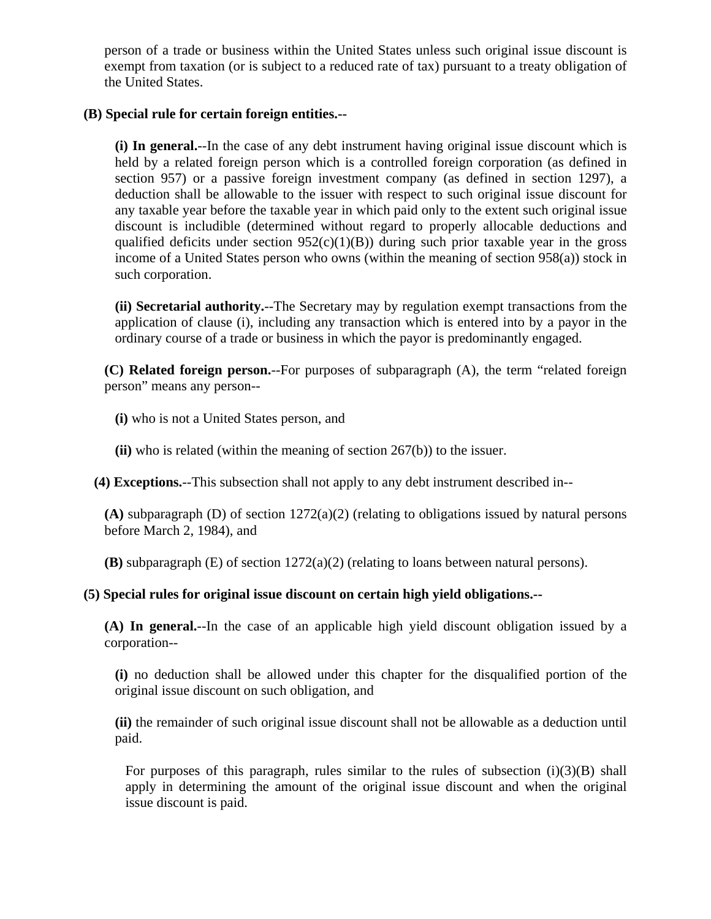person of a trade or business within the United States unless such original issue discount is exempt from taxation (or is subject to a reduced rate of tax) pursuant to a treaty obligation of the United States.

**(B) Special rule for certain foreign entities.--**

**(i) In general.**--In the case of any debt instrument having original issue discount which is held by a related foreign person which is a controlled foreign corporation (as defined in section 957) or a passive foreign investment company (as defined in section 1297), a deduction shall be allowable to the issuer with respect to such original issue discount for any taxable year before the taxable year in which paid only to the extent such original issue discount is includible (determined without regard to properly allocable deductions and qualified deficits under section 952(c)(1)(B)) during such prior taxable year in the gross income of a United States person who owns (within the meaning of section 958(a)) stock in such corporation.

**(ii) Secretarial authority.**--The Secretary may by regulation exempt transactions from the application of clause (i), including any transaction which is entered into by a payor in the ordinary course of a trade or business in which the payor is predominantly engaged.

**(C) Related foreign person.**--For purposes of subparagraph (A), the term "related foreign person" means any person--

**(i)** who is not a United States person, and

**(ii)** who is related (within the meaning of section 267(b)) to the issuer.

**(4) Exceptions.**--This subsection shall not apply to any debt instrument described in--

**(A)** subparagraph (D) of section 1272(a)(2) (relating to obligations issued by natural persons before March 2, 1984), and

**(B)** subparagraph (E) of section 1272(a)(2) (relating to loans between natural persons).

**(5) Special rules for original issue discount on certain high yield obligations.--**

**(A) In general.**--In the case of an applicable high yield discount obligation issued by a corporation--

**(i)** no deduction shall be allowed under this chapter for the disqualified portion of the original issue discount on such obligation, and

**(ii)** the remainder of such original issue discount shall not be allowable as a deduction until paid.

For purposes of this paragraph, rules similar to the rules of subsection (i)(3)(B) shall apply in determining the amount of the original issue discount and when the original issue discount is paid.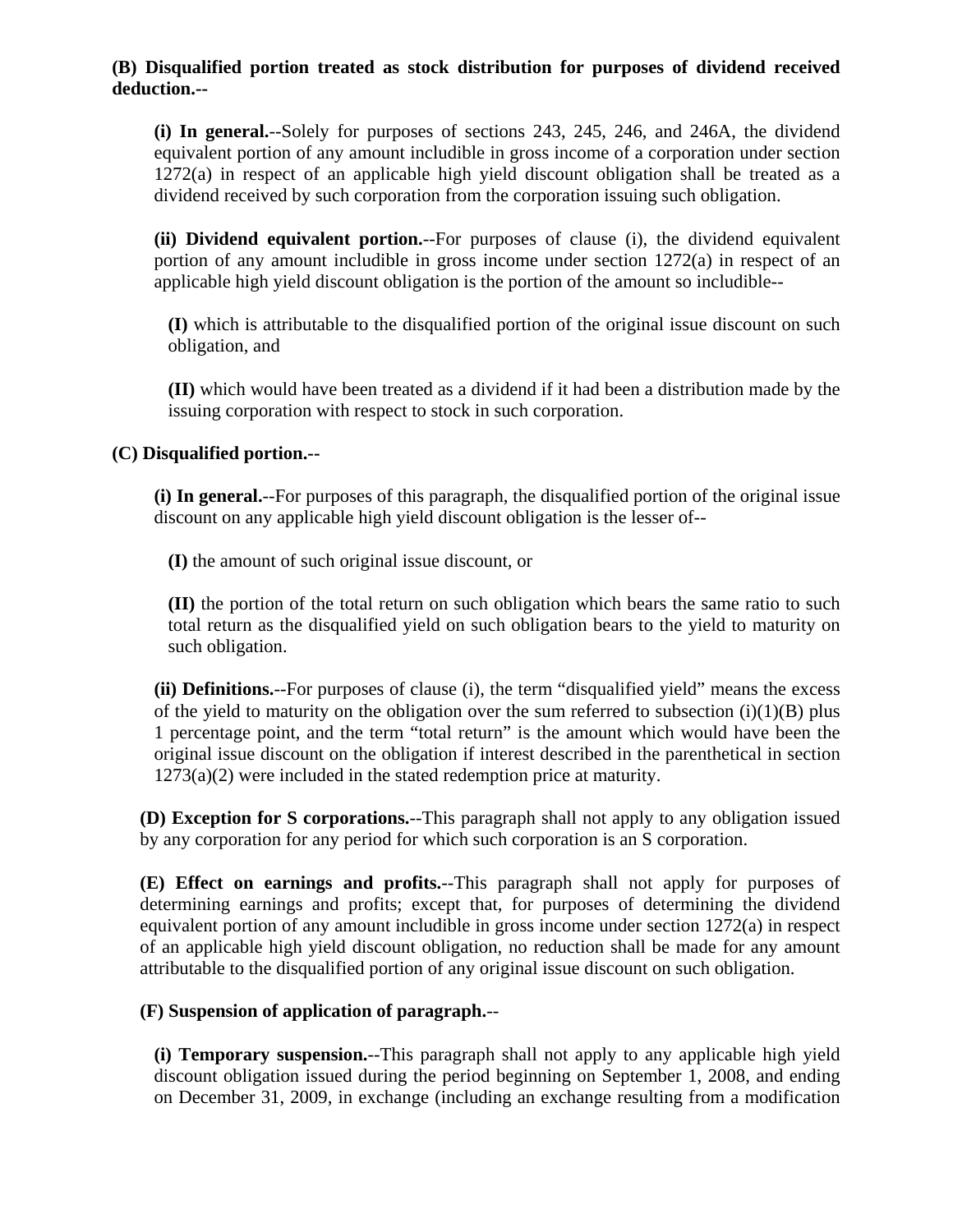**(B) Disqualified portion treated as stock distribution for purposes of dividend received deduction.--**

**(i) In general.**--Solely for purposes of sections 243, 245, 246, and 246A, the dividend equivalent portion of any amount includible in gross income of a corporation under section 1272(a) in respect of an applicable high yield discount obligation shall be treated as a dividend received by such corporation from the corporation issuing such obligation.

**(ii) Dividend equivalent portion.**--For purposes of clause (i), the dividend equivalent portion of any amount includible in gross income under section 1272(a) in respect of an applicable high yield discount obligation is the portion of the amount so includible--

**(I)** which is attributable to the disqualified portion of the original issue discount on such obligation, and

**(II)** which would have been treated as a dividend if it had been a distribution made by the issuing corporation with respect to stock in such corporation.

**(C) Disqualified portion.--**

**(i) In general.**--For purposes of this paragraph, the disqualified portion of the original issue discount on any applicable high yield discount obligation is the lesser of--

**(I)** the amount of such original issue discount, or

**(II)** the portion of the total return on such obligation which bears the same ratio to such total return as the disqualified yield on such obligation bears to the yield to maturity on such obligation.

**(ii) Definitions.**--For purposes of clause (i), the term "disqualified yield" means the excess of the yield to maturity on the obligation over the sum referred to subsection (i)(1)(B) plus 1 percentage point, and the term "total return" is the amount which would have been the original issue discount on the obligation if interest described in the parenthetical in section 1273(a)(2) were included in the stated redemption price at maturity.

**(D) Exception for S corporations.**--This paragraph shall not apply to any obligation issued by any corporation for any period for which such corporation is an S corporation.

**(E) Effect on earnings and profits.**--This paragraph shall not apply for purposes of determining earnings and profits; except that, for purposes of determining the dividend equivalent portion of any amount includible in gross income under section 1272(a) in respect of an applicable high yield discount obligation, no reduction shall be made for any amount attributable to the disqualified portion of any original issue discount on such obligation.

**(F) Suspension of application of paragraph.**--

**(i) Temporary suspension.**--This paragraph shall not apply to any applicable high yield discount obligation issued during the period beginning on September 1, 2008, and ending on December 31, 2009, in exchange (including an exchange resulting from a modification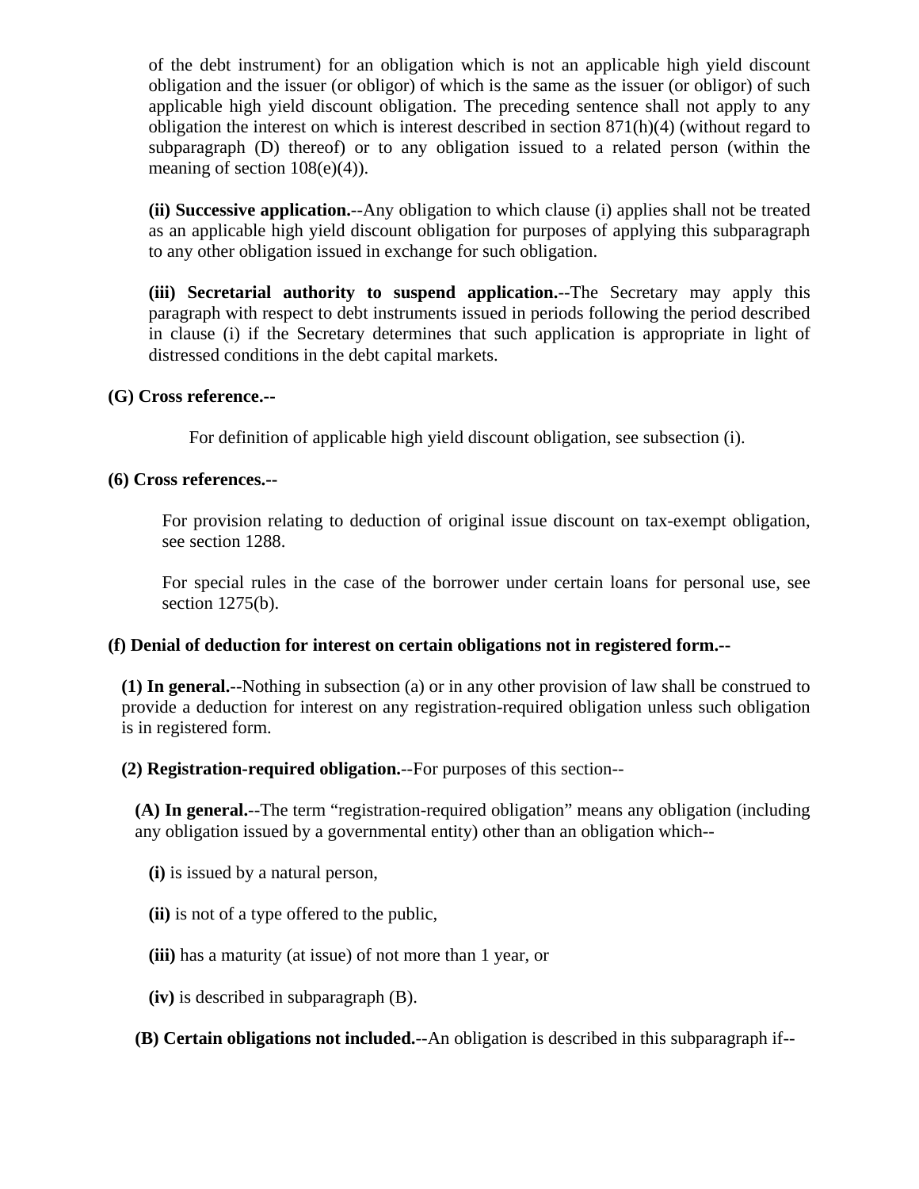of the debt instrument) for an obligation which is not an applicable high yield discount obligation and the issuer (or obligor) of which is the same as the issuer (or obligor) of such applicable high yield discount obligation. The preceding sentence shall not apply to any obligation the interest on which is interest described in section 871(h)(4) (without regard to subparagraph (D) thereof) or to any obligation issued to a related person (within the meaning of section 108(e)(4)).

**(ii) Successive application.**--Any obligation to which clause (i) applies shall not be treated as an applicable high yield discount obligation for purposes of applying this subparagraph to any other obligation issued in exchange for such obligation.

**(iii) Secretarial authority to suspend application.**--The Secretary may apply this paragraph with respect to debt instruments issued in periods following the period described in clause (i) if the Secretary determines that such application is appropriate in light of distressed conditions in the debt capital markets.

**(G) Cross reference.--**

For definition of applicable high yield discount obligation, see subsection (i).

**(6) Cross references.--**

For provision relating to deduction of original issue discount on tax-exempt obligation, see section 1288.

For special rules in the case of the borrower under certain loans for personal use, see section 1275(b).

**(f) Denial of deduction for interest on certain obligations not in registered form.--**

**(1) In general.**--Nothing in subsection (a) or in any other provision of law shall be construed to provide a deduction for interest on any registration-required obligation unless such obligation is in registered form.

**(2) Registration-required obligation.**--For purposes of this section--

**(A) In general.**--The term "registration-required obligation" means any obligation (including any obligation issued by a governmental entity) other than an obligation which--

**(i)** is issued by a natural person,

**(ii)** is not of a type offered to the public,

**(iii)** has a maturity (at issue) of not more than 1 year, or

**(iv)** is described in subparagraph (B).

**(B) Certain obligations not included.**--An obligation is described in this subparagraph if--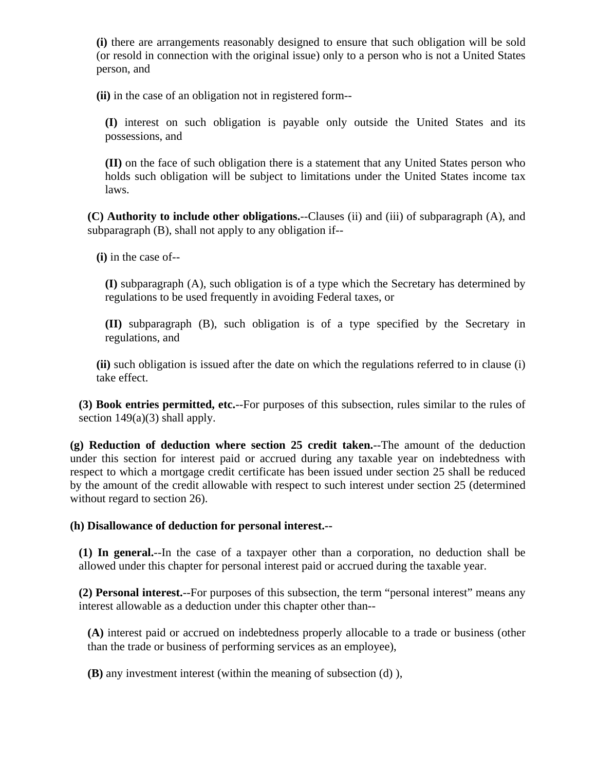**(i)** there are arrangements reasonably designed to ensure that such obligation will be sold (or resold in connection with the original issue) only to a person who is not a United States person, and

**(ii)** in the case of an obligation not in registered form--

**(I)** interest on such obligation is payable only outside the United States and its possessions, and

**(II)** on the face of such obligation there is a statement that any United States person who holds such obligation will be subject to limitations under the United States income tax laws.

**(C) Authority to include other obligations.**--Clauses (ii) and (iii) of subparagraph (A), and subparagraph (B), shall not apply to any obligation if--

**(i)** in the case of--

**(I)** subparagraph (A), such obligation is of a type which the Secretary has determined by regulations to be used frequently in avoiding Federal taxes, or

**(II)** subparagraph (B), such obligation is of a type specified by the Secretary in regulations, and

**(ii)** such obligation is issued after the date on which the regulations referred to in clause (i) take effect.

**(3) Book entries permitted, etc.**--For purposes of this subsection, rules similar to the rules of section 149(a)(3) shall apply.

**(g) Reduction of deduction where section 25 credit taken.**--The amount of the deduction under this section for interest paid or accrued during any taxable year on indebtedness with respect to which a mortgage credit certificate has been issued under section 25 shall be reduced by the amount of the credit allowable with respect to such interest under section 25 (determined without regard to section 26).

**(h) Disallowance of deduction for personal interest.**--

**(1) In general.**--In the case of a taxpayer other than a corporation, no deduction shall be allowed under this chapter for personal interest paid or accrued during the taxable year.

**(2) Personal interest.**--For purposes of this subsection, the term "personal interest" means any interest allowable as a deduction under this chapter other than--

**(A)** interest paid or accrued on indebtedness properly allocable to a trade or business (other than the trade or business of performing services as an employee),

**(B)** any investment interest (within the meaning of subsection (d) ),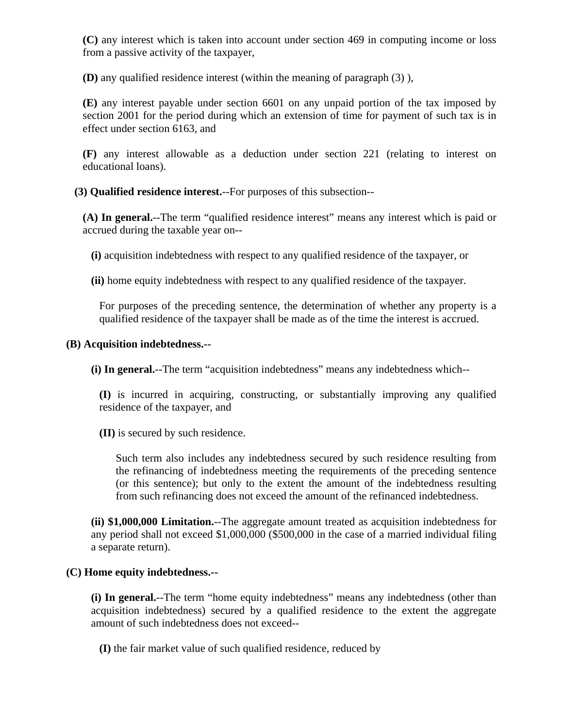**(C)** any interest which is taken into account under section 469 in computing income or loss from a passive activity of the taxpayer,

**(D)** any qualified residence interest (within the meaning of paragraph (3) ),

**(E)** any interest payable under section 6601 on any unpaid portion of the tax imposed by section 2001 for the period during which an extension of time for payment of such tax is in effect under section 6163, and

**(F)** any interest allowable as a deduction under section 221 (relating to interest on educational loans).

**(3) Qualified residence interest.**--For purposes of this subsection--

**(A) In general.**--The term "qualified residence interest" means any interest which is paid or accrued during the taxable year on--

**(i)** acquisition indebtedness with respect to any qualified residence of the taxpayer, or

**(ii)** home equity indebtedness with respect to any qualified residence of the taxpayer.

For purposes of the preceding sentence, the determination of whether any property is a qualified residence of the taxpayer shall be made as of the time the interest is accrued.

**(B) Acquisition indebtedness.--**

**(i) In general.**--The term "acquisition indebtedness" means any indebtedness which--

**(I)** is incurred in acquiring, constructing, or substantially improving any qualified residence of the taxpayer, and

**(II)** is secured by such residence.

Such term also includes any indebtedness secured by such residence resulting from the refinancing of indebtedness meeting the requirements of the preceding sentence (or this sentence); but only to the extent the amount of the indebtedness resulting from such refinancing does not exceed the amount of the refinanced indebtedness.

**(ii) $1,000,000 Limitation.**--The aggregate amount treated as acquisition indebtedness for any period shall not exceed $1,000,000 ($500,000 in the case of a married individual filing a separate return).

**(C) Home equity indebtedness.--**

**(i) In general.**--The term "home equity indebtedness" means any indebtedness (other than acquisition indebtedness) secured by a qualified residence to the extent the aggregate amount of such indebtedness does not exceed--

**(I)** the fair market value of such qualified residence, reduced by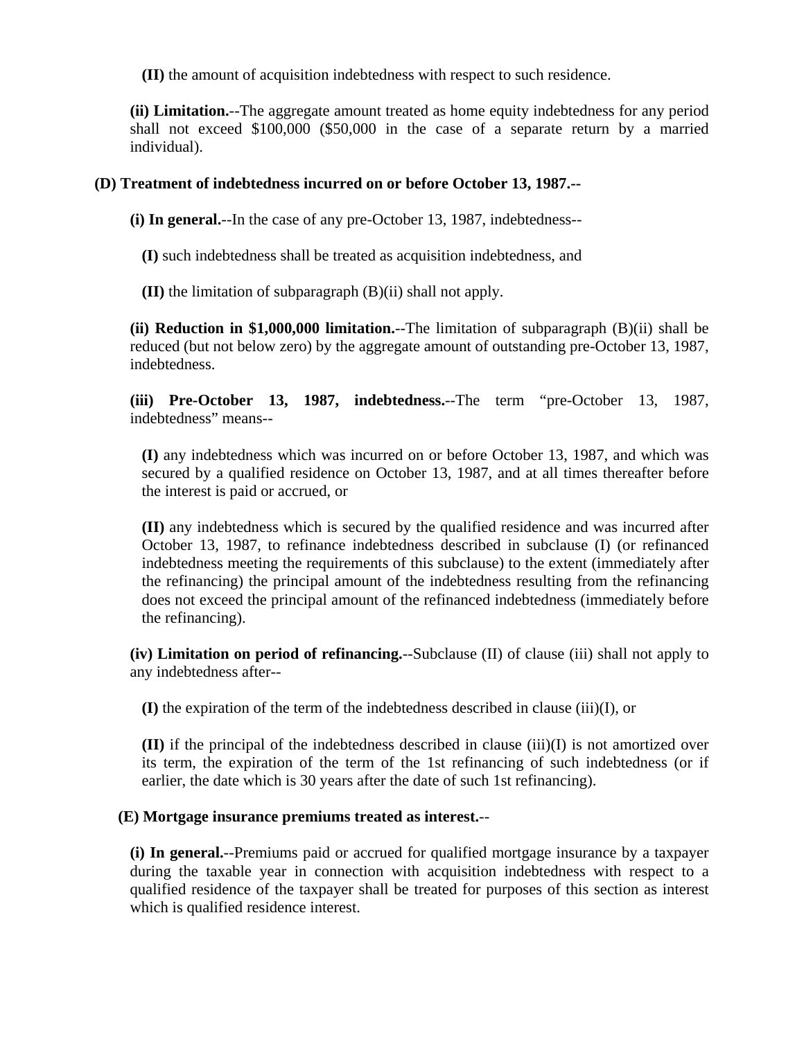**(II)** the amount of acquisition indebtedness with respect to such residence.

**(ii) Limitation.**--The aggregate amount treated as home equity indebtedness for any period shall not exceed $100,000 ($50,000 in the case of a separate return by a married individual).

**(D) Treatment of indebtedness incurred on or before October 13, 1987.--**

**(i) In general.**--In the case of any pre-October 13, 1987, indebtedness--

**(I)** such indebtedness shall be treated as acquisition indebtedness, and

**(II)** the limitation of subparagraph (B)(ii) shall not apply.

**(ii) Reduction in $1,000,000 limitation.**--The limitation of subparagraph (B)(ii) shall be reduced (but not below zero) by the aggregate amount of outstanding pre-October 13, 1987, indebtedness.

**(iii) Pre-October 13, 1987, indebtedness.**--The term "pre-October 13, 1987, indebtedness" means--

**(I)** any indebtedness which was incurred on or before October 13, 1987, and which was secured by a qualified residence on October 13, 1987, and at all times thereafter before the interest is paid or accrued, or

**(II)** any indebtedness which is secured by the qualified residence and was incurred after October 13, 1987, to refinance indebtedness described in subclause (I) (or refinanced indebtedness meeting the requirements of this subclause) to the extent (immediately after the refinancing) the principal amount of the indebtedness resulting from the refinancing does not exceed the principal amount of the refinanced indebtedness (immediately before the refinancing).

**(iv) Limitation on period of refinancing.**--Subclause (II) of clause (iii) shall not apply to any indebtedness after--

**(I)** the expiration of the term of the indebtedness described in clause (iii)(I), or

**(II)** if the principal of the indebtedness described in clause (iii)(I) is not amortized over its term, the expiration of the term of the 1st refinancing of such indebtedness (or if earlier, the date which is 30 years after the date of such 1st refinancing).

**(E) Mortgage insurance premiums treated as interest.**--

**(i) In general.**--Premiums paid or accrued for qualified mortgage insurance by a taxpayer during the taxable year in connection with acquisition indebtedness with respect to a qualified residence of the taxpayer shall be treated for purposes of this section as interest which is qualified residence interest.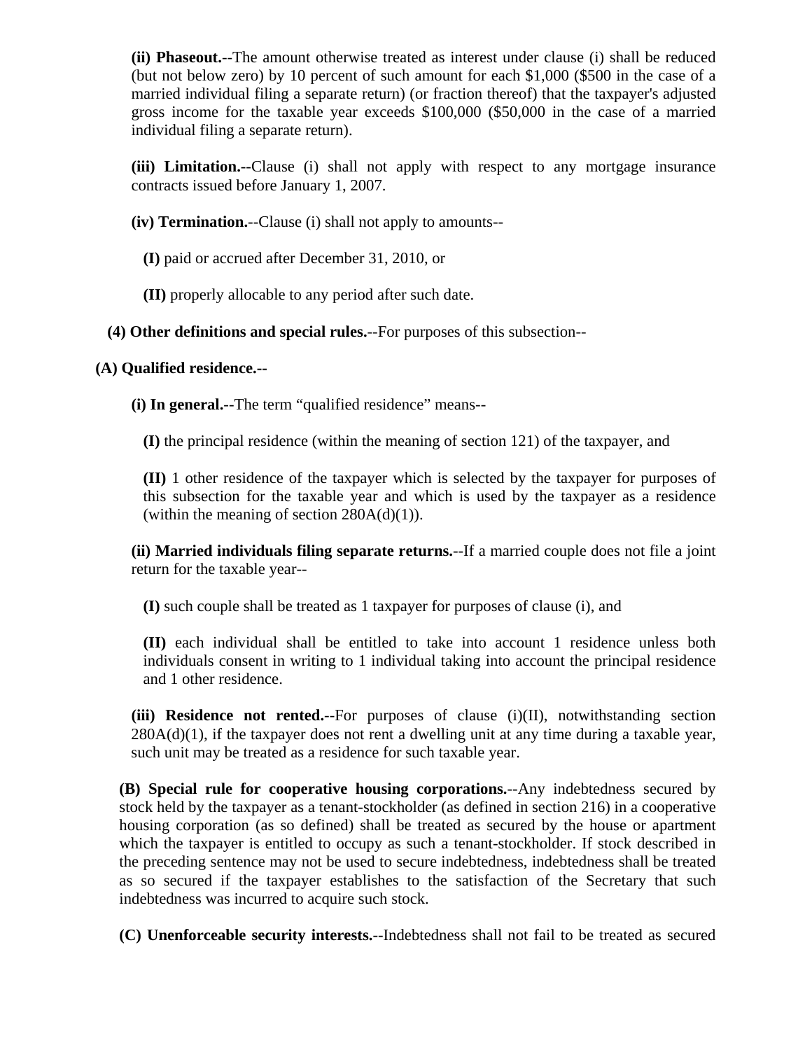**(ii) Phaseout.**--The amount otherwise treated as interest under clause (i) shall be reduced (but not below zero) by 10 percent of such amount for each $1,000 ($500 in the case of a married individual filing a separate return) (or fraction thereof) that the taxpayer's adjusted gross income for the taxable year exceeds $100,000 ($50,000 in the case of a married individual filing a separate return).

**(iii) Limitation.**--Clause (i) shall not apply with respect to any mortgage insurance contracts issued before January 1, 2007.

**(iv) Termination.**--Clause (i) shall not apply to amounts--

**(I)** paid or accrued after December 31, 2010, or

**(II)** properly allocable to any period after such date.

**(4) Other definitions and special rules.**--For purposes of this subsection--

**(A) Qualified residence.--**

**(i) In general.**--The term “qualified residence” means--

**(I)** the principal residence (within the meaning of section 121) of the taxpayer, and

**(II)** 1 other residence of the taxpayer which is selected by the taxpayer for purposes of this subsection for the taxable year and which is used by the taxpayer as a residence (within the meaning of section 280A(d)(1)).

**(ii) Married individuals filing separate returns.**--If a married couple does not file a joint return for the taxable year--

**(I)** such couple shall be treated as 1 taxpayer for purposes of clause (i), and

**(II)** each individual shall be entitled to take into account 1 residence unless both individuals consent in writing to 1 individual taking into account the principal residence and 1 other residence.

**(iii) Residence not rented.**--For purposes of clause (i)(II), notwithstanding section 280A(d)(1), if the taxpayer does not rent a dwelling unit at any time during a taxable year, such unit may be treated as a residence for such taxable year.

**(B) Special rule for cooperative housing corporations.**--Any indebtedness secured by stock held by the taxpayer as a tenant-stockholder (as defined in section 216) in a cooperative housing corporation (as so defined) shall be treated as secured by the house or apartment which the taxpayer is entitled to occupy as such a tenant-stockholder. If stock described in the preceding sentence may not be used to secure indebtedness, indebtedness shall be treated as so secured if the taxpayer establishes to the satisfaction of the Secretary that such indebtedness was incurred to acquire such stock.

**(C) Unenforceable security interests.**--Indebtedness shall not fail to be treated as secured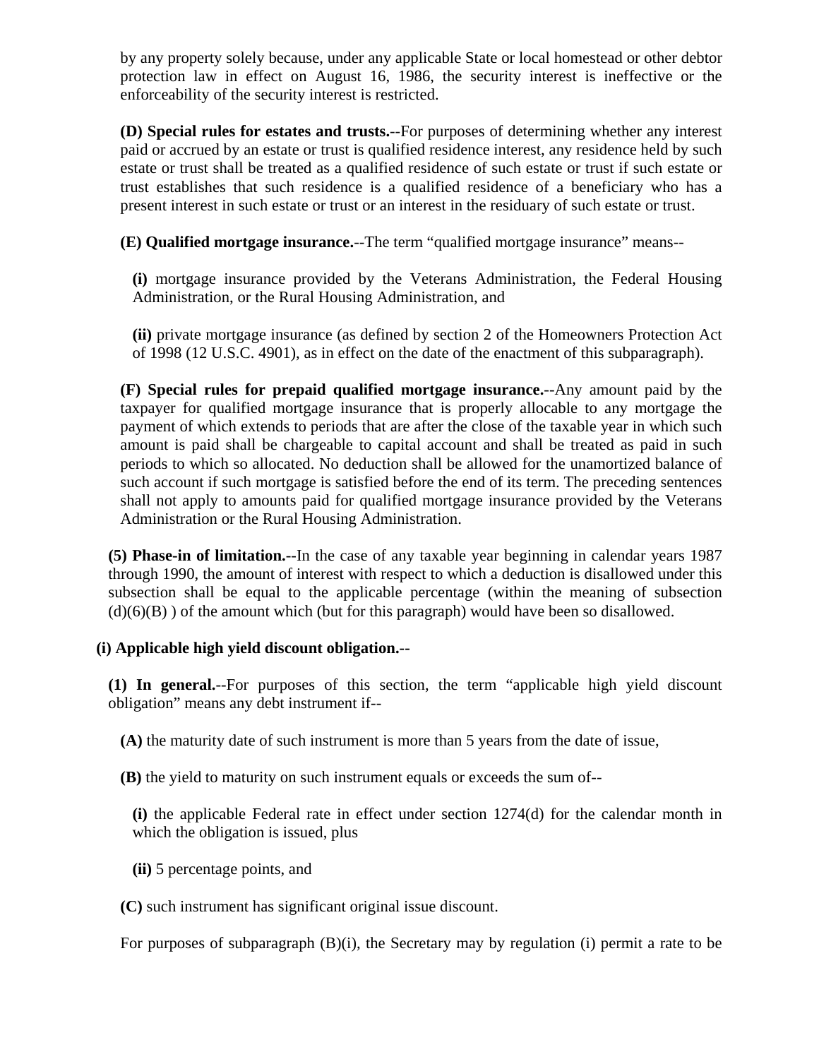by any property solely because, under any applicable State or local homestead or other debtor protection law in effect on August 16, 1986, the security interest is ineffective or the enforceability of the security interest is restricted.

**(D) Special rules for estates and trusts.**--For purposes of determining whether any interest paid or accrued by an estate or trust is qualified residence interest, any residence held by such estate or trust shall be treated as a qualified residence of such estate or trust if such estate or trust establishes that such residence is a qualified residence of a beneficiary who has a present interest in such estate or trust or an interest in the residuary of such estate or trust.

**(E) Qualified mortgage insurance.**--The term "qualified mortgage insurance" means--

**(i)** mortgage insurance provided by the Veterans Administration, the Federal Housing Administration, or the Rural Housing Administration, and

**(ii)** private mortgage insurance (as defined by section 2 of the Homeowners Protection Act of 1998 (12 U.S.C. 4901), as in effect on the date of the enactment of this subparagraph).

**(F) Special rules for prepaid qualified mortgage insurance.**--Any amount paid by the taxpayer for qualified mortgage insurance that is properly allocable to any mortgage the payment of which extends to periods that are after the close of the taxable year in which such amount is paid shall be chargeable to capital account and shall be treated as paid in such periods to which so allocated. No deduction shall be allowed for the unamortized balance of such account if such mortgage is satisfied before the end of its term. The preceding sentences shall not apply to amounts paid for qualified mortgage insurance provided by the Veterans Administration or the Rural Housing Administration.

**(5) Phase-in of limitation.**--In the case of any taxable year beginning in calendar years 1987 through 1990, the amount of interest with respect to which a deduction is disallowed under this subsection shall be equal to the applicable percentage (within the meaning of subsection (d)(6)(B) ) of the amount which (but for this paragraph) would have been so disallowed.

**(i) Applicable high yield discount obligation.--**

**(1) In general.**--For purposes of this section, the term "applicable high yield discount obligation" means any debt instrument if--

**(A)** the maturity date of such instrument is more than 5 years from the date of issue,

**(B)** the yield to maturity on such instrument equals or exceeds the sum of--

**(i)** the applicable Federal rate in effect under section 1274(d) for the calendar month in which the obligation is issued, plus

**(ii)** 5 percentage points, and

**(C)** such instrument has significant original issue discount.

For purposes of subparagraph (B)(i), the Secretary may by regulation (i) permit a rate to be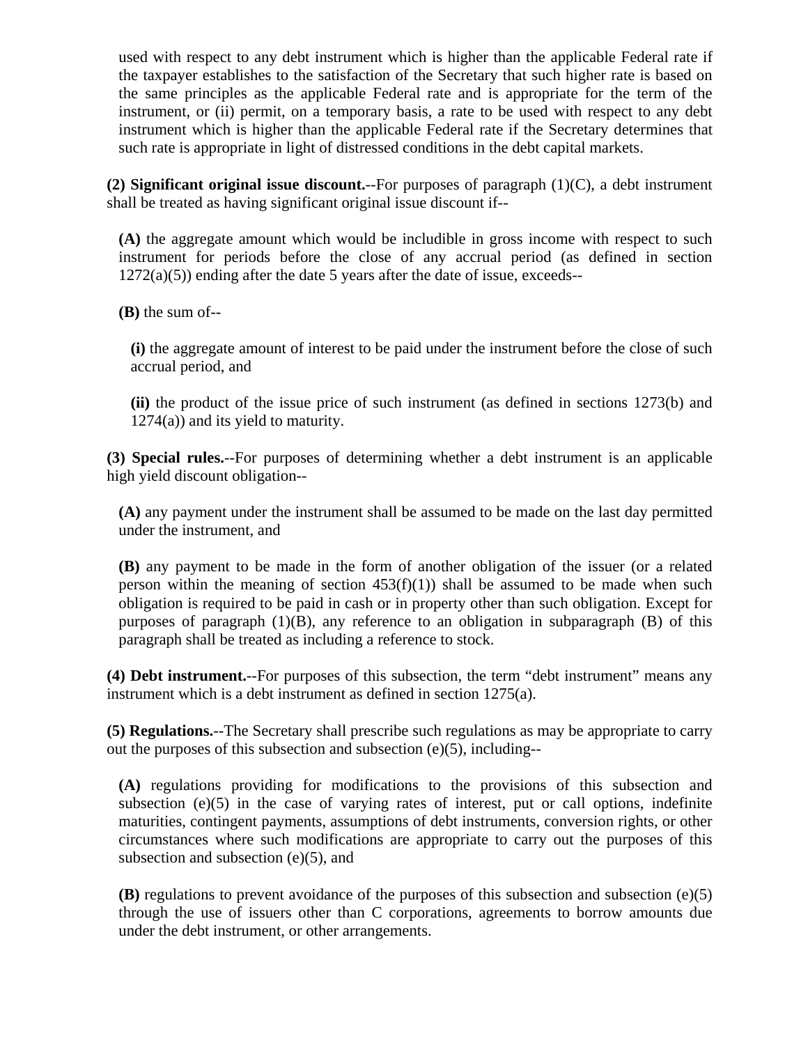used with respect to any debt instrument which is higher than the applicable Federal rate if the taxpayer establishes to the satisfaction of the Secretary that such higher rate is based on the same principles as the applicable Federal rate and is appropriate for the term of the instrument, or (ii) permit, on a temporary basis, a rate to be used with respect to any debt instrument which is higher than the applicable Federal rate if the Secretary determines that such rate is appropriate in light of distressed conditions in the debt capital markets.

**(2) Significant original issue discount.**--For purposes of paragraph (1)(C), a debt instrument shall be treated as having significant original issue discount if--

**(A)** the aggregate amount which would be includible in gross income with respect to such instrument for periods before the close of any accrual period (as defined in section 1272(a)(5)) ending after the date 5 years after the date of issue, exceeds--

**(B)** the sum of--

**(i)** the aggregate amount of interest to be paid under the instrument before the close of such accrual period, and

**(ii)** the product of the issue price of such instrument (as defined in sections 1273(b) and 1274(a)) and its yield to maturity.

**(3) Special rules.**--For purposes of determining whether a debt instrument is an applicable high yield discount obligation--

**(A)** any payment under the instrument shall be assumed to be made on the last day permitted under the instrument, and

**(B)** any payment to be made in the form of another obligation of the issuer (or a related person within the meaning of section 453(f)(1)) shall be assumed to be made when such obligation is required to be paid in cash or in property other than such obligation. Except for purposes of paragraph (1)(B), any reference to an obligation in subparagraph (B) of this paragraph shall be treated as including a reference to stock.

**(4) Debt instrument.**--For purposes of this subsection, the term "debt instrument" means any instrument which is a debt instrument as defined in section 1275(a).

**(5) Regulations.**--The Secretary shall prescribe such regulations as may be appropriate to carry out the purposes of this subsection and subsection (e)(5), including--

**(A)** regulations providing for modifications to the provisions of this subsection and subsection (e)(5) in the case of varying rates of interest, put or call options, indefinite maturities, contingent payments, assumptions of debt instruments, conversion rights, or other circumstances where such modifications are appropriate to carry out the purposes of this subsection and subsection (e)(5), and

**(B)** regulations to prevent avoidance of the purposes of this subsection and subsection (e)(5) through the use of issuers other than C corporations, agreements to borrow amounts due under the debt instrument, or other arrangements.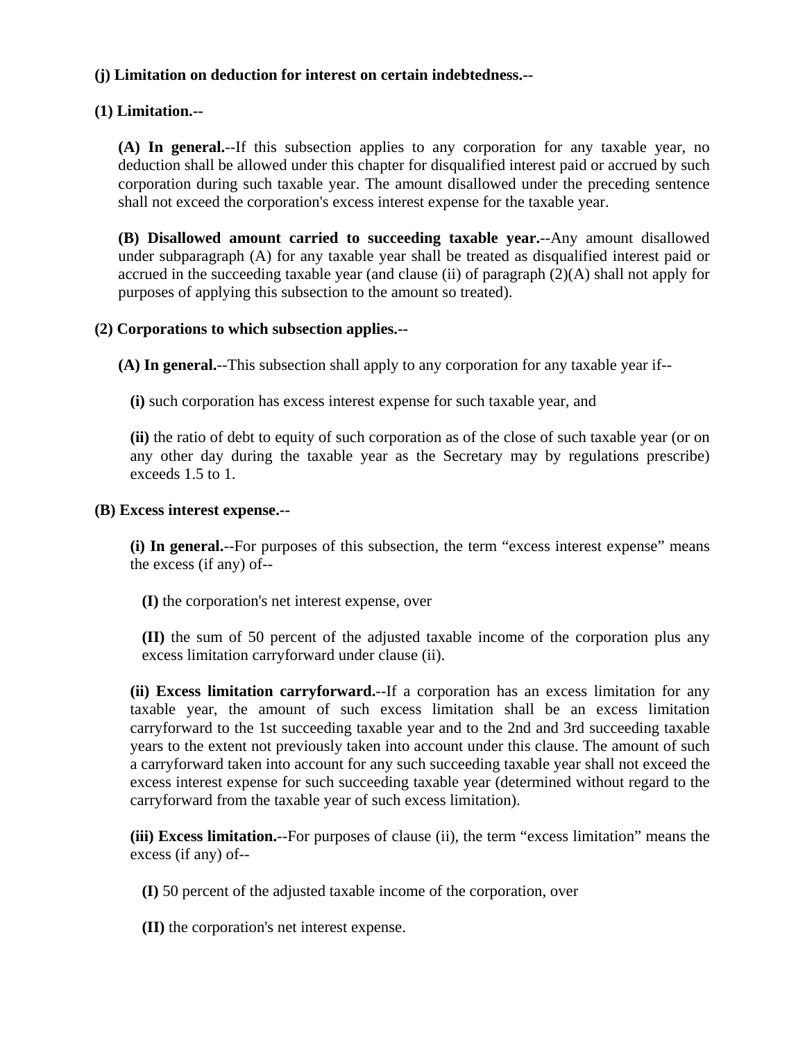**(j) Limitation on deduction for interest on certain indebtedness.--**

**(1) Limitation.--**

**(A) In general.**--If this subsection applies to any corporation for any taxable year, no deduction shall be allowed under this chapter for disqualified interest paid or accrued by such corporation during such taxable year. The amount disallowed under the preceding sentence shall not exceed the corporation's excess interest expense for the taxable year.

**(B) Disallowed amount carried to succeeding taxable year.**--Any amount disallowed under subparagraph (A) for any taxable year shall be treated as disqualified interest paid or accrued in the succeeding taxable year (and clause (ii) of paragraph (2)(A) shall not apply for purposes of applying this subsection to the amount so treated).

**(2) Corporations to which subsection applies.--**

**(A) In general.**--This subsection shall apply to any corporation for any taxable year if--

**(i)** such corporation has excess interest expense for such taxable year, and

**(ii)** the ratio of debt to equity of such corporation as of the close of such taxable year (or on any other day during the taxable year as the Secretary may by regulations prescribe) exceeds 1.5 to 1.

**(B) Excess interest expense.--**

**(i) In general.**--For purposes of this subsection, the term “excess interest expense” means the excess (if any) of--

**(I)** the corporation's net interest expense, over

**(II)** the sum of 50 percent of the adjusted taxable income of the corporation plus any excess limitation carryforward under clause (ii).

**(ii) Excess limitation carryforward.**--If a corporation has an excess limitation for any taxable year, the amount of such excess limitation shall be an excess limitation carryforward to the 1st succeeding taxable year and to the 2nd and 3rd succeeding taxable years to the extent not previously taken into account under this clause. The amount of such a carryforward taken into account for any such succeeding taxable year shall not exceed the excess interest expense for such succeeding taxable year (determined without regard to the carryforward from the taxable year of such excess limitation).

**(iii) Excess limitation.**--For purposes of clause (ii), the term “excess limitation” means the excess (if any) of--

**(I)** 50 percent of the adjusted taxable income of the corporation, over

**(II)** the corporation's net interest expense.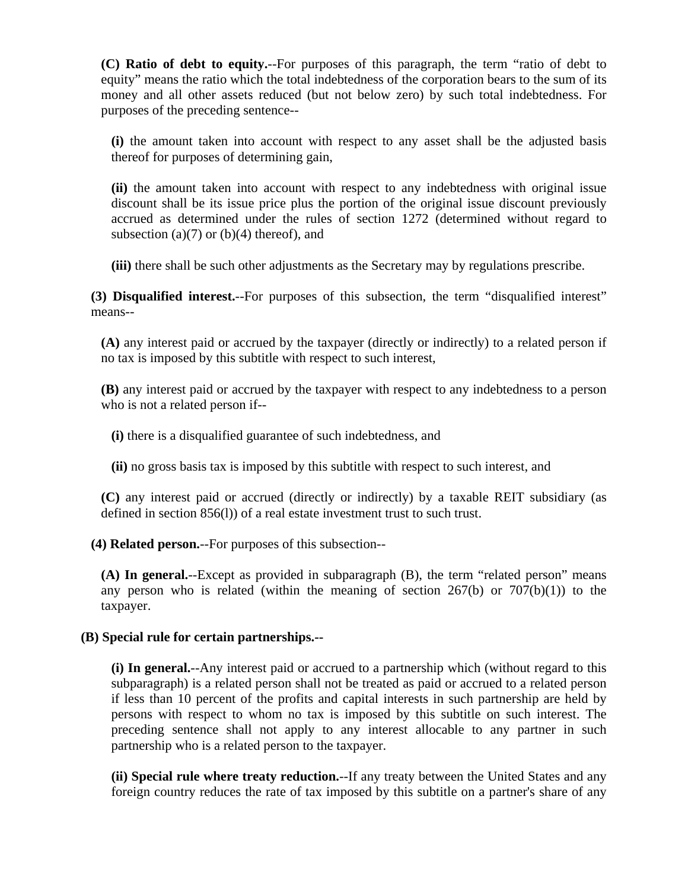**(C) Ratio of debt to equity.**--For purposes of this paragraph, the term "ratio of debt to equity" means the ratio which the total indebtedness of the corporation bears to the sum of its money and all other assets reduced (but not below zero) by such total indebtedness. For purposes of the preceding sentence--

**(i)** the amount taken into account with respect to any asset shall be the adjusted basis thereof for purposes of determining gain,

**(ii)** the amount taken into account with respect to any indebtedness with original issue discount shall be its issue price plus the portion of the original issue discount previously accrued as determined under the rules of section 1272 (determined without regard to subsection (a)(7) or (b)(4) thereof), and

**(iii)** there shall be such other adjustments as the Secretary may by regulations prescribe.

**(3) Disqualified interest.**--For purposes of this subsection, the term "disqualified interest" means--

**(A)** any interest paid or accrued by the taxpayer (directly or indirectly) to a related person if no tax is imposed by this subtitle with respect to such interest,

**(B)** any interest paid or accrued by the taxpayer with respect to any indebtedness to a person who is not a related person if--

**(i)** there is a disqualified guarantee of such indebtedness, and

**(ii)** no gross basis tax is imposed by this subtitle with respect to such interest, and

**(C)** any interest paid or accrued (directly or indirectly) by a taxable REIT subsidiary (as defined in section 856(l)) of a real estate investment trust to such trust.

**(4) Related person.**--For purposes of this subsection--

**(A) In general.**--Except as provided in subparagraph (B), the term "related person" means any person who is related (within the meaning of section 267(b) or 707(b)(1)) to the taxpayer.

**(B) Special rule for certain partnerships.--**

**(i) In general.**--Any interest paid or accrued to a partnership which (without regard to this subparagraph) is a related person shall not be treated as paid or accrued to a related person if less than 10 percent of the profits and capital interests in such partnership are held by persons with respect to whom no tax is imposed by this subtitle on such interest. The preceding sentence shall not apply to any interest allocable to any partner in such partnership who is a related person to the taxpayer.

**(ii) Special rule where treaty reduction.**--If any treaty between the United States and any foreign country reduces the rate of tax imposed by this subtitle on a partner's share of any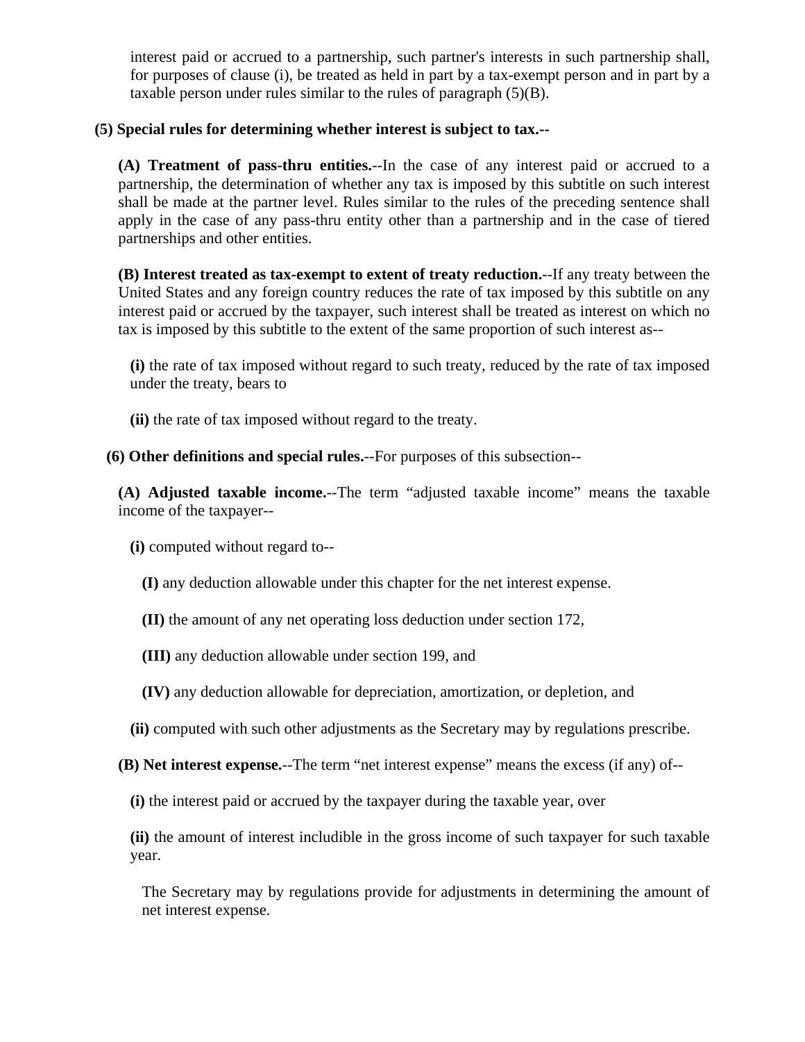interest paid or accrued to a partnership, such partner's interests in such partnership shall, for purposes of clause (i), be treated as held in part by a tax-exempt person and in part by a taxable person under rules similar to the rules of paragraph (5)(B).

**(5) Special rules for determining whether interest is subject to tax.--**

**(A) Treatment of pass-thru entities.**--In the case of any interest paid or accrued to a partnership, the determination of whether any tax is imposed by this subtitle on such interest shall be made at the partner level. Rules similar to the rules of the preceding sentence shall apply in the case of any pass-thru entity other than a partnership and in the case of tiered partnerships and other entities.

**(B) Interest treated as tax-exempt to extent of treaty reduction.**--If any treaty between the United States and any foreign country reduces the rate of tax imposed by this subtitle on any interest paid or accrued by the taxpayer, such interest shall be treated as interest on which no tax is imposed by this subtitle to the extent of the same proportion of such interest as--

**(i)** the rate of tax imposed without regard to such treaty, reduced by the rate of tax imposed under the treaty, bears to

**(ii)** the rate of tax imposed without regard to the treaty.

**(6) Other definitions and special rules.**--For purposes of this subsection--

**(A) Adjusted taxable income.**--The term “adjusted taxable income” means the taxable income of the taxpayer--

**(i)** computed without regard to--

**(I)** any deduction allowable under this chapter for the net interest expense.

**(II)** the amount of any net operating loss deduction under section 172,

**(III)** any deduction allowable under section 199, and

**(IV)** any deduction allowable for depreciation, amortization, or depletion, and

**(ii)** computed with such other adjustments as the Secretary may by regulations prescribe.

**(B) Net interest expense.**--The term “net interest expense” means the excess (if any) of--

**(i)** the interest paid or accrued by the taxpayer during the taxable year, over

**(ii)** the amount of interest includible in the gross income of such taxpayer for such taxable year.

The Secretary may by regulations provide for adjustments in determining the amount of net interest expense.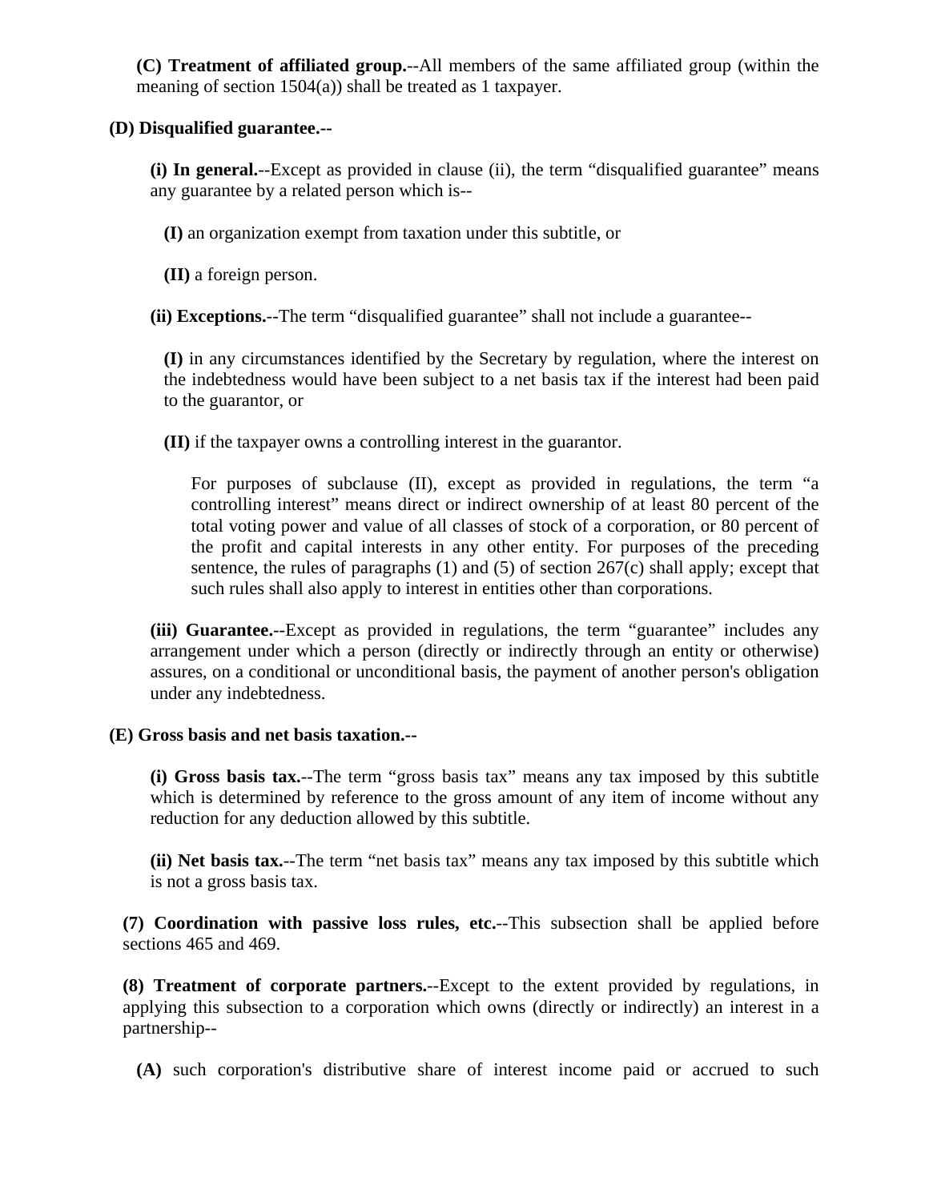**(C) Treatment of affiliated group.**--All members of the same affiliated group (within the meaning of section 1504(a)) shall be treated as 1 taxpayer.

**(D) Disqualified guarantee.--**

**(i) In general.**--Except as provided in clause (ii), the term “disqualified guarantee” means any guarantee by a related person which is--

**(I)** an organization exempt from taxation under this subtitle, or

**(II)** a foreign person.

**(ii) Exceptions.**--The term “disqualified guarantee” shall not include a guarantee--

**(I)** in any circumstances identified by the Secretary by regulation, where the interest on the indebtedness would have been subject to a net basis tax if the interest had been paid to the guarantor, or

**(II)** if the taxpayer owns a controlling interest in the guarantor.

For purposes of subclause (II), except as provided in regulations, the term “a controlling interest” means direct or indirect ownership of at least 80 percent of the total voting power and value of all classes of stock of a corporation, or 80 percent of the profit and capital interests in any other entity. For purposes of the preceding sentence, the rules of paragraphs (1) and (5) of section 267(c) shall apply; except that such rules shall also apply to interest in entities other than corporations.

**(iii) Guarantee.**--Except as provided in regulations, the term “guarantee” includes any arrangement under which a person (directly or indirectly through an entity or otherwise) assures, on a conditional or unconditional basis, the payment of another person's obligation under any indebtedness.

**(E) Gross basis and net basis taxation.--**

**(i) Gross basis tax.**--The term “gross basis tax” means any tax imposed by this subtitle which is determined by reference to the gross amount of any item of income without any reduction for any deduction allowed by this subtitle.

**(ii) Net basis tax.**--The term “net basis tax” means any tax imposed by this subtitle which is not a gross basis tax.

**(7) Coordination with passive loss rules, etc.**--This subsection shall be applied before sections 465 and 469.

**(8) Treatment of corporate partners.**--Except to the extent provided by regulations, in applying this subsection to a corporation which owns (directly or indirectly) an interest in a partnership--

**(A)** such corporation's distributive share of interest income paid or accrued to such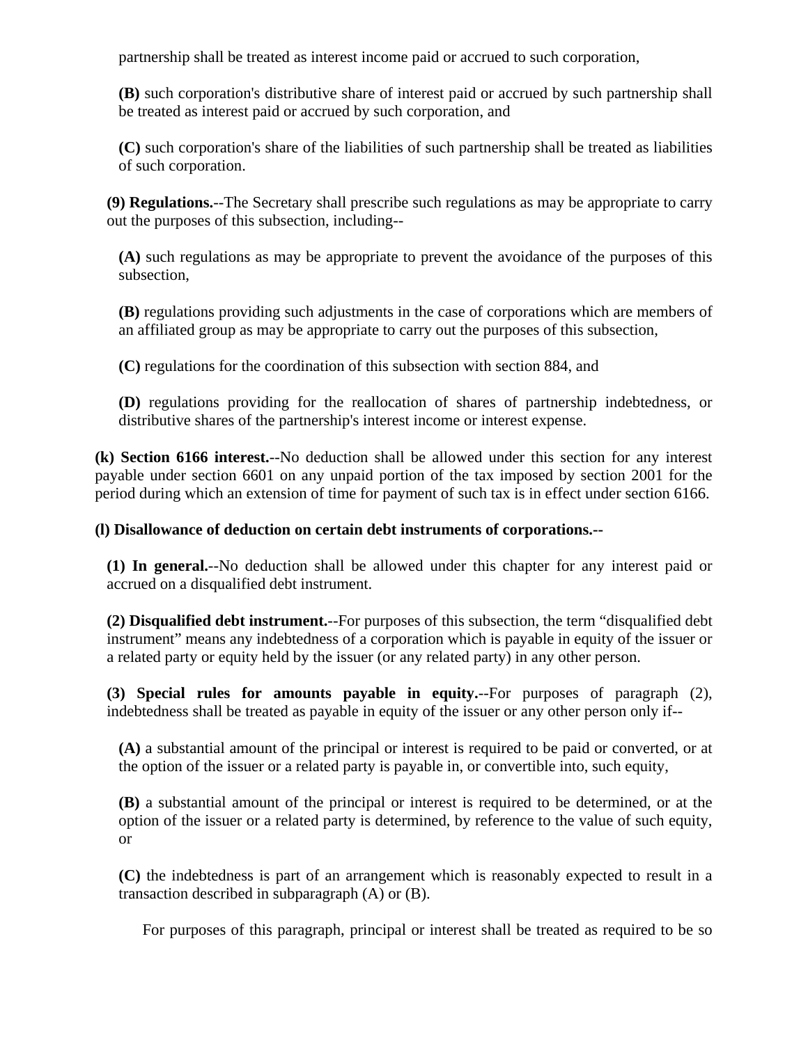partnership shall be treated as interest income paid or accrued to such corporation,

**(B)** such corporation's distributive share of interest paid or accrued by such partnership shall be treated as interest paid or accrued by such corporation, and

**(C)** such corporation's share of the liabilities of such partnership shall be treated as liabilities of such corporation.

**(9) Regulations.**--The Secretary shall prescribe such regulations as may be appropriate to carry out the purposes of this subsection, including--

**(A)** such regulations as may be appropriate to prevent the avoidance of the purposes of this subsection,

**(B)** regulations providing such adjustments in the case of corporations which are members of an affiliated group as may be appropriate to carry out the purposes of this subsection,

**(C)** regulations for the coordination of this subsection with section 884, and

**(D)** regulations providing for the reallocation of shares of partnership indebtedness, or distributive shares of the partnership's interest income or interest expense.

**(k) Section 6166 interest.**--No deduction shall be allowed under this section for any interest payable under section 6601 on any unpaid portion of the tax imposed by section 2001 for the period during which an extension of time for payment of such tax is in effect under section 6166.

**(l) Disallowance of deduction on certain debt instruments of corporations.--**

**(1) In general.**--No deduction shall be allowed under this chapter for any interest paid or accrued on a disqualified debt instrument.

**(2) Disqualified debt instrument.**--For purposes of this subsection, the term "disqualified debt instrument" means any indebtedness of a corporation which is payable in equity of the issuer or a related party or equity held by the issuer (or any related party) in any other person.

**(3) Special rules for amounts payable in equity.**--For purposes of paragraph (2), indebtedness shall be treated as payable in equity of the issuer or any other person only if--

**(A)** a substantial amount of the principal or interest is required to be paid or converted, or at the option of the issuer or a related party is payable in, or convertible into, such equity,

**(B)** a substantial amount of the principal or interest is required to be determined, or at the option of the issuer or a related party is determined, by reference to the value of such equity, or

**(C)** the indebtedness is part of an arrangement which is reasonably expected to result in a transaction described in subparagraph (A) or (B).

For purposes of this paragraph, principal or interest shall be treated as required to be so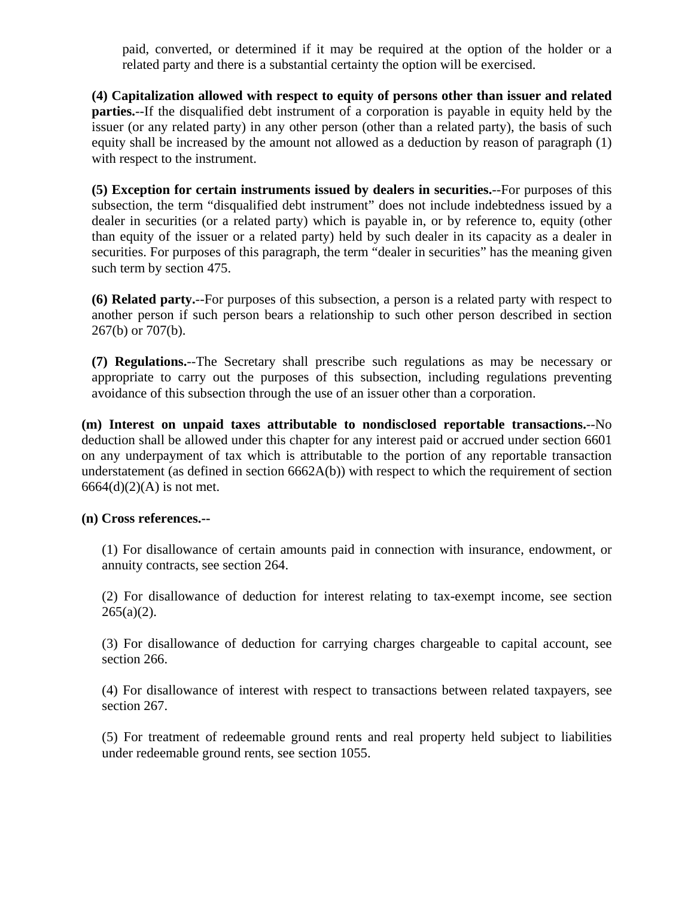paid, converted, or determined if it may be required at the option of the holder or a related party and there is a substantial certainty the option will be exercised.

**(4) Capitalization allowed with respect to equity of persons other than issuer and related parties.**--If the disqualified debt instrument of a corporation is payable in equity held by the issuer (or any related party) in any other person (other than a related party), the basis of such equity shall be increased by the amount not allowed as a deduction by reason of paragraph (1) with respect to the instrument.

**(5) Exception for certain instruments issued by dealers in securities.**--For purposes of this subsection, the term "disqualified debt instrument" does not include indebtedness issued by a dealer in securities (or a related party) which is payable in, or by reference to, equity (other than equity of the issuer or a related party) held by such dealer in its capacity as a dealer in securities. For purposes of this paragraph, the term "dealer in securities" has the meaning given such term by section 475.

**(6) Related party.**--For purposes of this subsection, a person is a related party with respect to another person if such person bears a relationship to such other person described in section 267(b) or 707(b).

**(7) Regulations.**--The Secretary shall prescribe such regulations as may be necessary or appropriate to carry out the purposes of this subsection, including regulations preventing avoidance of this subsection through the use of an issuer other than a corporation.

**(m) Interest on unpaid taxes attributable to nondisclosed reportable transactions.**--No deduction shall be allowed under this chapter for any interest paid or accrued under section 6601 on any underpayment of tax which is attributable to the portion of any reportable transaction understatement (as defined in section 6662A(b)) with respect to which the requirement of section 6664(d)(2)(A) is not met.

**(n) Cross references.**--

(1) For disallowance of certain amounts paid in connection with insurance, endowment, or annuity contracts, see section 264.

(2) For disallowance of deduction for interest relating to tax-exempt income, see section 265(a)(2).

(3) For disallowance of deduction for carrying charges chargeable to capital account, see section 266.

(4) For disallowance of interest with respect to transactions between related taxpayers, see section 267.

(5) For treatment of redeemable ground rents and real property held subject to liabilities under redeemable ground rents, see section 1055.